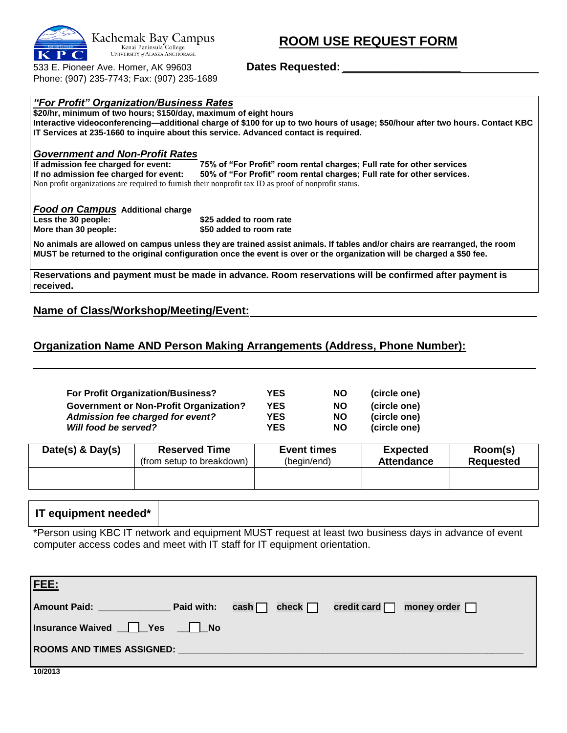Kachemak Bay Campus
Kenai Peninsula College
University of Alaska Anchorage

533 E. Pioneer Ave. Homer, AK 99603
Phone: (907) 235-7743; Fax: (907) 235-1689

# ROOM USE REQUEST FORM

**Dates Requested:** ____________________

### ***"For Profit" Organization/Business Rates***

**$20/hr, minimum of two hours; $150/day, maximum of eight hours**
**Interactive videoconferencing—additional charge of $100 for up to two hours of usage; $50/hour after two hours. Contact KBC IT Services at 235-1660 to inquire about this service. Advanced contact is required.**

### ***Government and Non-Profit Rates***

**If admission fee charged for event:** **75% of "For Profit" room rental charges; Full rate for other services**
**If no admission fee charged for event:** **50% of "For Profit" room rental charges; Full rate for other services.**
Non profit organizations are required to furnish their nonprofit tax ID as proof of nonprofit status.

### ***Food on Campus*** **Additional charge**

**Less the 30 people:** **$25 added to room rate**
**More than 30 people:** **$50 added to room rate**

**No animals are allowed on campus unless they are trained assist animals. If tables and/or chairs are rearranged, the room MUST be returned to the original configuration once the event is over or the organization will be charged a $50 fee.**

**Reservations and payment must be made in advance. Room reservations will be confirmed after payment is received.**

**Name of Class/Workshop/Meeting/Event:** ____________________________________________

**Organization Name AND Person Making Arrangements (Address, Phone Number):**

____________________________________________

| | | | |
|---|---|---|---|
| **For Profit Organization/Business?** | **YES** | **NO** | **(circle one)** |
| **Government or Non-Profit Organization?** | **YES** | **NO** | **(circle one)** |
| ***Admission fee charged for event?*** | **YES** | **NO** | **(circle one)** |
| ***Will food be served?*** | **YES** | **NO** | **(circle one)** |

| Date(s) & Day(s) | Reserved Time (from setup to breakdown) | Event times (begin/end) | Expected Attendance | Room(s) Requested |
|---|---|---|---|---|
| | | | | |

| **IT equipment needed*** | |
|---|---|

*Person using KBC IT network and equipment MUST request at least two business days in advance of event computer access codes and meet with IT staff for IT equipment orientation.

**FEE:**

**Amount Paid:** _____________ **Paid with:** **cash** ☐ **check** ☐ **credit card** ☐ **money order** ☐

**Insurance Waived** ☐ **Yes** ☐ **No**

**ROOMS AND TIMES ASSIGNED:** ____________________________________________

10/2013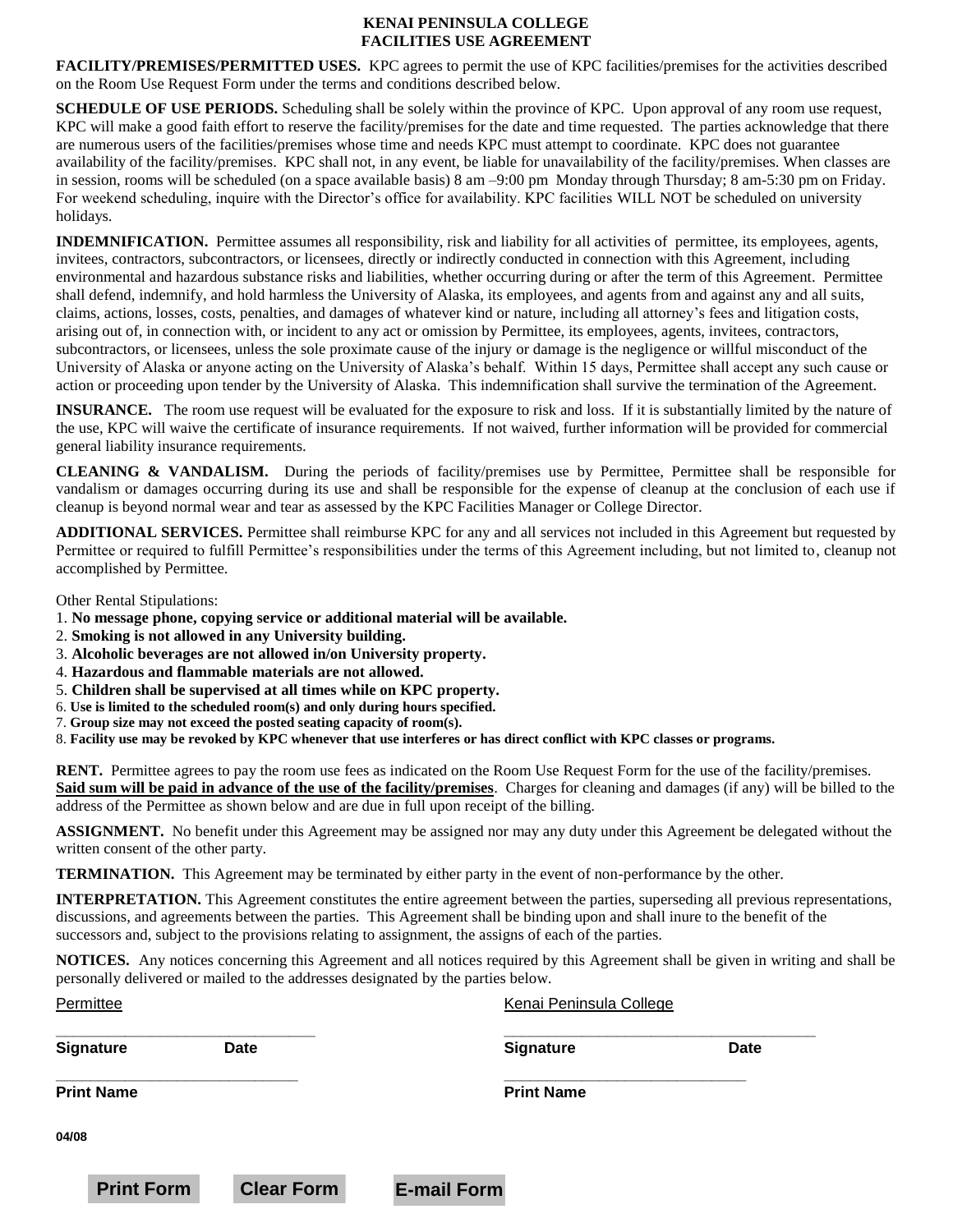# KENAI PENINSULA COLLEGE
# FACILITIES USE AGREEMENT

**FACILITY/PREMISES/PERMITTED USES.** KPC agrees to permit the use of KPC facilities/premises for the activities described on the Room Use Request Form under the terms and conditions described below.

**SCHEDULE OF USE PERIODS.** Scheduling shall be solely within the province of KPC. Upon approval of any room use request, KPC will make a good faith effort to reserve the facility/premises for the date and time requested. The parties acknowledge that there are numerous users of the facilities/premises whose time and needs KPC must attempt to coordinate. KPC does not guarantee availability of the facility/premises. KPC shall not, in any event, be liable for unavailability of the facility/premises. When classes are in session, rooms will be scheduled (on a space available basis) 8 am –9:00 pm Monday through Thursday; 8 am-5:30 pm on Friday. For weekend scheduling, inquire with the Director's office for availability. KPC facilities WILL NOT be scheduled on university holidays.

**INDEMNIFICATION.** Permittee assumes all responsibility, risk and liability for all activities of permittee, its employees, agents, invitees, contractors, subcontractors, or licensees, directly or indirectly conducted in connection with this Agreement, including environmental and hazardous substance risks and liabilities, whether occurring during or after the term of this Agreement. Permittee shall defend, indemnify, and hold harmless the University of Alaska, its employees, and agents from and against any and all suits, claims, actions, losses, costs, penalties, and damages of whatever kind or nature, including all attorney's fees and litigation costs, arising out of, in connection with, or incident to any act or omission by Permittee, its employees, agents, invitees, contractors, subcontractors, or licensees, unless the sole proximate cause of the injury or damage is the negligence or willful misconduct of the University of Alaska or anyone acting on the University of Alaska's behalf. Within 15 days, Permittee shall accept any such cause or action or proceeding upon tender by the University of Alaska. This indemnification shall survive the termination of the Agreement.

**INSURANCE.** The room use request will be evaluated for the exposure to risk and loss. If it is substantially limited by the nature of the use, KPC will waive the certificate of insurance requirements. If not waived, further information will be provided for commercial general liability insurance requirements.

**CLEANING & VANDALISM.** During the periods of facility/premises use by Permittee, Permittee shall be responsible for vandalism or damages occurring during its use and shall be responsible for the expense of cleanup at the conclusion of each use if cleanup is beyond normal wear and tear as assessed by the KPC Facilities Manager or College Director.

**ADDITIONAL SERVICES.** Permittee shall reimburse KPC for any and all services not included in this Agreement but requested by Permittee or required to fulfill Permittee's responsibilities under the terms of this Agreement including, but not limited to, cleanup not accomplished by Permittee.

Other Rental Stipulations:

1. **No message phone, copying service or additional material will be available.**
2. **Smoking is not allowed in any University building.**
3. **Alcoholic beverages are not allowed in/on University property.**
4. **Hazardous and flammable materials are not allowed.**
5. **Children shall be supervised at all times while on KPC property.**
6. **Use is limited to the scheduled room(s) and only during hours specified.**
7. **Group size may not exceed the posted seating capacity of room(s).**
8. **Facility use may be revoked by KPC whenever that use interferes or has direct conflict with KPC classes or programs.**

**RENT.** Permittee agrees to pay the room use fees as indicated on the Room Use Request Form for the use of the facility/premises. **Said sum will be paid in advance of the use of the facility/premises**. Charges for cleaning and damages (if any) will be billed to the address of the Permittee as shown below and are due in full upon receipt of the billing.

**ASSIGNMENT.** No benefit under this Agreement may be assigned nor may any duty under this Agreement be delegated without the written consent of the other party.

**TERMINATION.** This Agreement may be terminated by either party in the event of non-performance by the other.

**INTERPRETATION.** This Agreement constitutes the entire agreement between the parties, superseding all previous representations, discussions, and agreements between the parties. This Agreement shall be binding upon and shall inure to the benefit of the successors and, subject to the provisions relating to assignment, the assigns of each of the parties.

**NOTICES.** Any notices concerning this Agreement and all notices required by this Agreement shall be given in writing and shall be personally delivered or mailed to the addresses designated by the parties below.

Permittee

_______________________________

**Signature** **Date**

_______________________________

**Print Name**

Kenai Peninsula College

_______________________________

**Signature** **Date**

_______________________________

**Print Name**

**04/08**

Print Form Clear Form E-mail Form